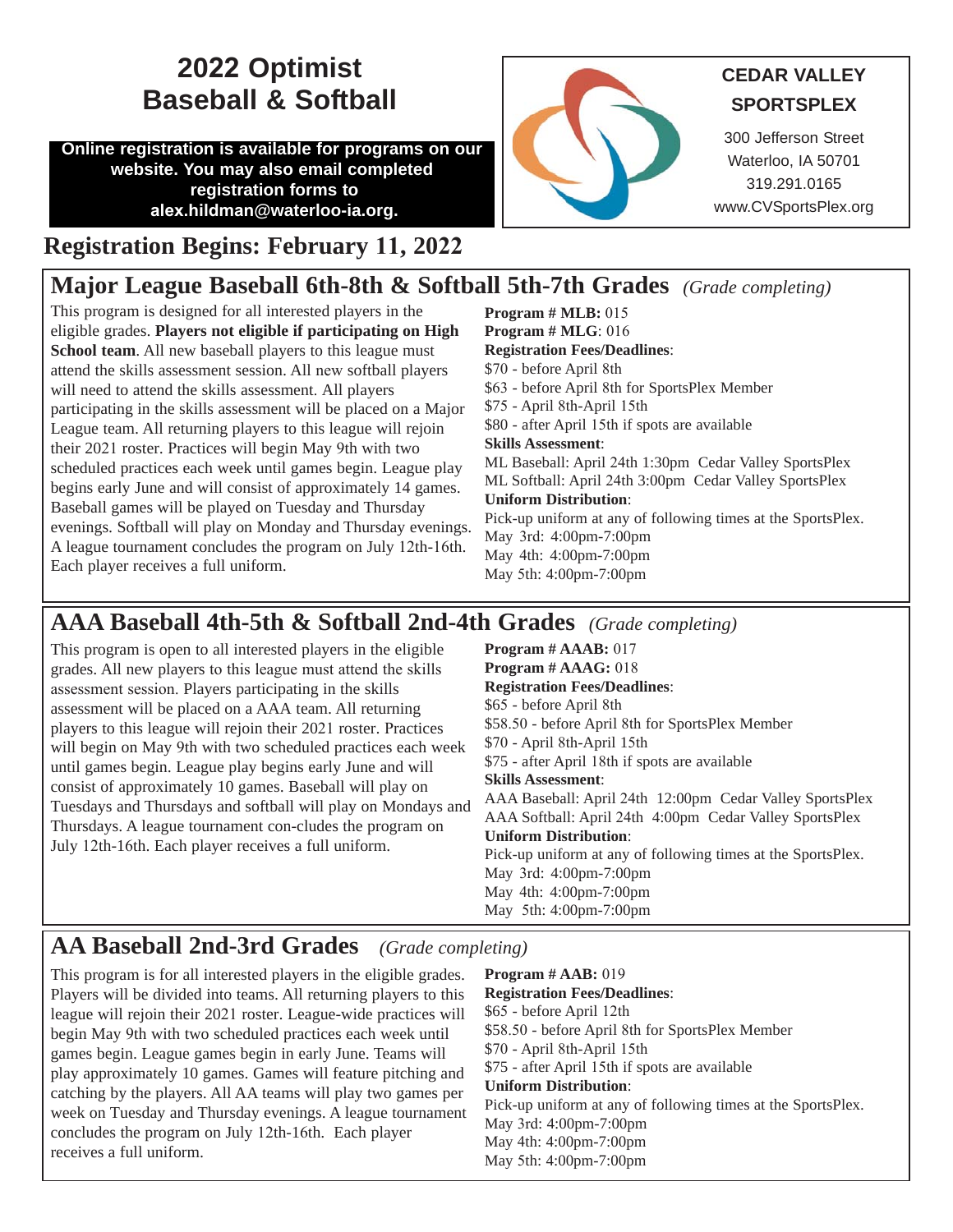# 2022 Optimist Baseball & Softball

**Online registration is available for programs on our website. You may also email completed registration forms to alex.hildman@waterloo-ia.org.**

**CEDAR VALLEY SPORTSPLEX**

300 Jefferson Street
Waterloo, IA 50701
319.291.0165
www.CVSportsPlex.org

## Registration Begins: February 11, 2022

## Major League Baseball 6th-8th & Softball 5th-7th Grades *(Grade completing)*

This program is designed for all interested players in the eligible grades. **Players not eligible if participating on High School team**. All new baseball players to this league must attend the skills assessment session. All new softball players will need to attend the skills assessment. All players participating in the skills assessment will be placed on a Major League team. All returning players to this league will rejoin their 2021 roster. Practices will begin May 9th with two scheduled practices each week until games begin. League play begins early June and will consist of approximately 14 games. Baseball games will be played on Tuesday and Thursday evenings. Softball will play on Monday and Thursday evenings. A league tournament concludes the program on July 12th-16th. Each player receives a full uniform.

**Program # MLB:** 015
**Program # MLG**: 016
**Registration Fees/Deadlines**:
$70 - before April 8th
$63 - before April 8th for SportsPlex Member
$75 - April 8th-April 15th
$80 - after April 15th if spots are available
**Skills Assessment**:
ML Baseball: April 24th 1:30pm Cedar Valley SportsPlex
ML Softball: April 24th 3:00pm Cedar Valley SportsPlex
**Uniform Distribution**:
Pick-up uniform at any of following times at the SportsPlex.
May 3rd: 4:00pm-7:00pm
May 4th: 4:00pm-7:00pm
May 5th: 4:00pm-7:00pm

## AAA Baseball 4th-5th & Softball 2nd-4th Grades *(Grade completing)*

This program is open to all interested players in the eligible grades. All new players to this league must attend the skills assessment session. Players participating in the skills assessment will be placed on a AAA team. All returning players to this league will rejoin their 2021 roster. Practices will begin on May 9th with two scheduled practices each week until games begin. League play begins early June and will consist of approximately 10 games. Baseball will play on Tuesdays and Thursdays and softball will play on Mondays and Thursdays. A league tournament con-cludes the program on July 12th-16th. Each player receives a full uniform.

**Program # AAAB:** 017
**Program # AAAG:** 018
**Registration Fees/Deadlines**:
$65 - before April 8th
$58.50 - before April 8th for SportsPlex Member
$70 - April 8th-April 15th
$75 - after April 18th if spots are available
**Skills Assessment**:
AAA Baseball: April 24th 12:00pm Cedar Valley SportsPlex
AAA Softball: April 24th 4:00pm Cedar Valley SportsPlex
**Uniform Distribution**:
Pick-up uniform at any of following times at the SportsPlex.
May 3rd: 4:00pm-7:00pm
May 4th: 4:00pm-7:00pm
May 5th: 4:00pm-7:00pm

## AA Baseball 2nd-3rd Grades *(Grade completing)*

This program is for all interested players in the eligible grades. Players will be divided into teams. All returning players to this league will rejoin their 2021 roster. League-wide practices will begin May 9th with two scheduled practices each week until games begin. League games begin in early June. Teams will play approximately 10 games. Games will feature pitching and catching by the players. All AA teams will play two games per week on Tuesday and Thursday evenings. A league tournament concludes the program on July 12th-16th. Each player receives a full uniform.

**Program # AAB:** 019
**Registration Fees/Deadlines**:
$65 - before April 12th
$58.50 - before April 8th for SportsPlex Member
$70 - April 8th-April 15th
$75 - after April 15th if spots are available
**Uniform Distribution**:
Pick-up uniform at any of following times at the SportsPlex.
May 3rd: 4:00pm-7:00pm
May 4th: 4:00pm-7:00pm
May 5th: 4:00pm-7:00pm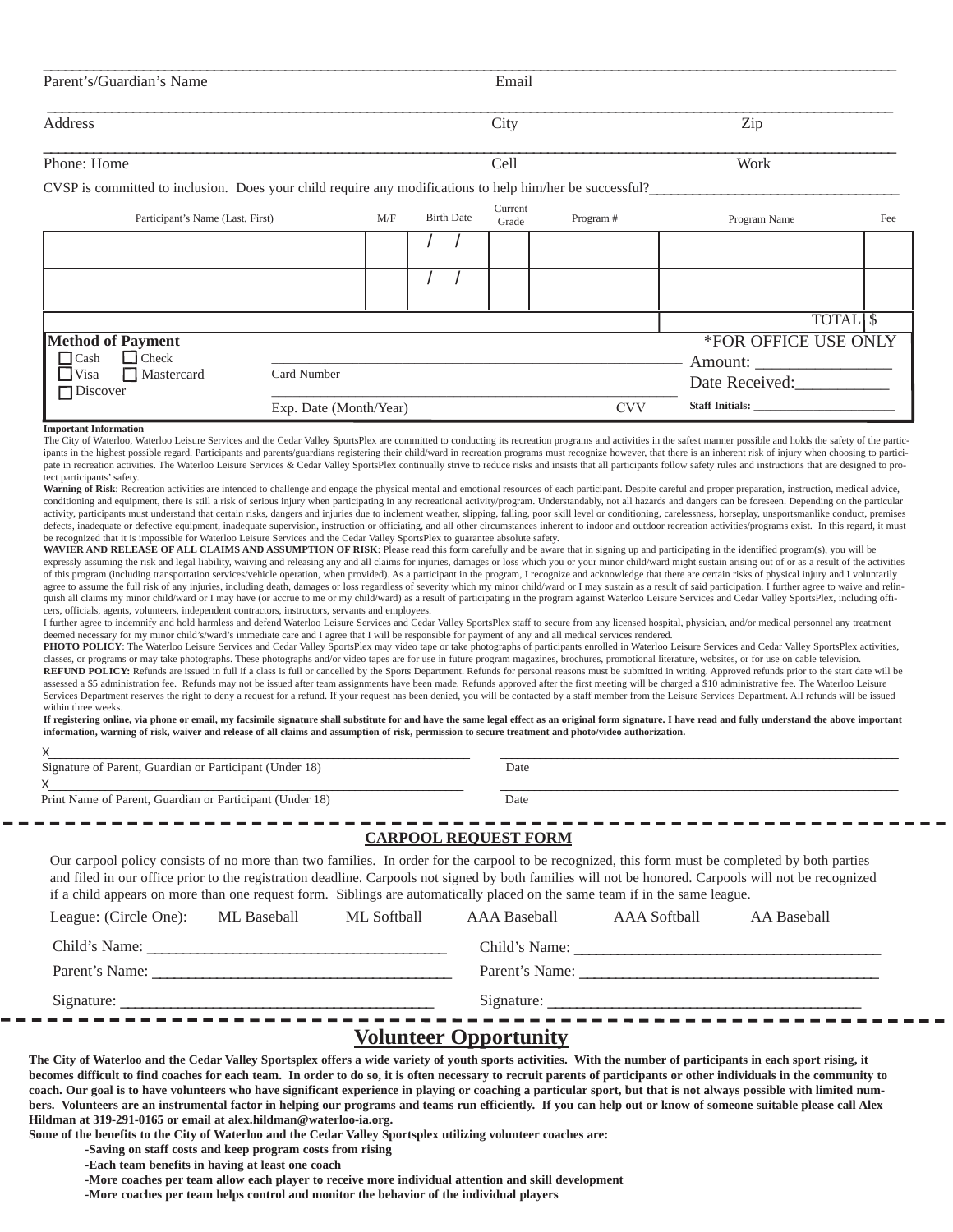Parent's/Guardian's Name ______________________ Email ______________________

Address ______________________ City ______________________ Zip ______________________

Phone: Home ______________________ Cell ______________________ Work ______________________

CVSP is committed to inclusion. Does your child require any modifications to help him/her be successful?______________________

| Participant's Name (Last, First) | M/F | Birth Date | Current Grade | Program # | Program Name | Fee |
|---|---|---|---|---|---|---|
| | | / / | | | | |
| | | / / | | | | |
| | | | | | TOTAL | $ |

**Method of Payment**

☐ Cash ☐ Check
☐ Visa ☐ Mastercard
☐ Discover

Card Number ______________________

Exp. Date (Month/Year) ______________________ CVV ______

*FOR OFFICE USE ONLY
Amount: ________________
Date Received:___________
**Staff Initials:** ________________

**Important Information**
The City of Waterloo, Waterloo Leisure Services and the Cedar Valley SportsPlex are committed to conducting its recreation programs and activities in the safest manner possible and holds the safety of the participants in the highest possible regard. Participants and parents/guardians registering their child/ward in recreation programs must recognize however, that there is an inherent risk of injury when choosing to participate in recreation activities. The Waterloo Leisure Services & Cedar Valley SportsPlex continually strive to reduce risks and insists that all participants follow safety rules and instructions that are designed to protect participants' safety.

**Warning of Risk**: Recreation activities are intended to challenge and engage the physical mental and emotional resources of each participant. Despite careful and proper preparation, instruction, medical advice, conditioning and equipment, there is still a risk of serious injury when participating in any recreational activity/program. Understandably, not all hazards and dangers can be foreseen. Depending on the particular activity, participants must understand that certain risks, dangers and injuries due to inclement weather, slipping, falling, poor skill level or conditioning, carelessness, horseplay, unsportsmanlike conduct, premises defects, inadequate or defective equipment, inadequate supervision, instruction or officiating, and all other circumstances inherent to indoor and outdoor recreation activities/programs exist. In this regard, it must be recognized that it is impossible for Waterloo Leisure Services and the Cedar Valley SportsPlex to guarantee absolute safety.

**WAVIER AND RELEASE OF ALL CLAIMS AND ASSUMPTION OF RISK**: Please read this form carefully and be aware that in signing up and participating in the identified program(s), you will be expressly assuming the risk and legal liability, waiving and releasing any and all claims for injuries, damages or loss which you or your minor child/ward might sustain arising out of or as a result of the activities of this program (including transportation services/vehicle operation, when provided). As a participant in the program, I recognize and acknowledge that there are certain risks of physical injury and I voluntarily agree to assume the full risk of any injuries, including death, damages or loss regardless of severity which my minor child/ward or I may sustain as a result of said participation. I further agree to waive and relinquish all claims my minor child/ward or I may have (or accrue to me or my child/ward) as a result of participating in the program against Waterloo Leisure Services and Cedar Valley SportsPlex, including officers, officials, agents, volunteers, independent contractors, instructors, servants and employees.

I further agree to indemnify and hold harmless and defend Waterloo Leisure Services and Cedar Valley SportsPlex staff to secure from any licensed hospital, physician, and/or medical personnel any treatment deemed necessary for my minor child's/ward's immediate care and I agree that I will be responsible for payment of any and all medical services rendered.

**PHOTO POLICY**: The Waterloo Leisure Services and Cedar Valley SportsPlex may video tape or take photographs of participants enrolled in Waterloo Leisure Services and Cedar Valley SportsPlex activities, classes, or programs or may take photographs. These photographs and/or video tapes are for use in future program magazines, brochures, promotional literature, websites, or for use on cable television.

**REFUND POLICY:** Refunds are issued in full if a class is full or cancelled by the Sports Department. Refunds for personal reasons must be submitted in writing. Approved refunds prior to the start date will be assessed a $5 administration fee. Refunds may not be issued after team assignments have been made. Refunds approved after the first meeting will be charged a $10 administrative fee. The Waterloo Leisure Services Department reserves the right to deny a request for a refund. If your request has been denied, you will be contacted by a staff member from the Leisure Services Department. All refunds will be issued within three weeks.

**If registering online, via phone or email, my facsimile signature shall substitute for and have the same legal effect as an original form signature. I have read and fully understand the above important information, warning of risk, waiver and release of all claims and assumption of risk, permission to secure treatment and photo/video authorization.**

X______________________ ______________________
Signature of Parent, Guardian or Participant (Under 18) Date

X______________________ ______________________
Print Name of Parent, Guardian or Participant (Under 18) Date

## CARPOOL REQUEST FORM

Our carpool policy consists of no more than two families. In order for the carpool to be recognized, this form must be completed by both parties and filed in our office prior to the registration deadline. Carpools not signed by both families will not be honored. Carpools will not be recognized if a child appears on more than one request form. Siblings are automatically placed on the same team if in the same league.

League: (Circle One): ML Baseball ML Softball AAA Baseball AAA Softball AA Baseball

Child's Name: ______________________ Child's Name: ______________________

Parent's Name: ______________________ Parent's Name: ______________________

Signature: ______________________ Signature: ______________________

## Volunteer Opportunity

**The City of Waterloo and the Cedar Valley Sportsplex offers a wide variety of youth sports activities. With the number of participants in each sport rising, it becomes difficult to find coaches for each team. In order to do so, it is often necessary to recruit parents of participants or other individuals in the community to coach. Our goal is to have volunteers who have significant experience in playing or coaching a particular sport, but that is not always possible with limited numbers. Volunteers are an instrumental factor in helping our programs and teams run efficiently. If you can help out or know of someone suitable please call Alex Hildman at 319-291-0165 or email at alex.hildman@waterloo-ia.org.**

**Some of the benefits to the City of Waterloo and the Cedar Valley Sportsplex utilizing volunteer coaches are:**

**-Saving on staff costs and keep program costs from rising**
**-Each team benefits in having at least one coach**
**-More coaches per team allow each player to receive more individual attention and skill development**
**-More coaches per team helps control and monitor the behavior of the individual players**